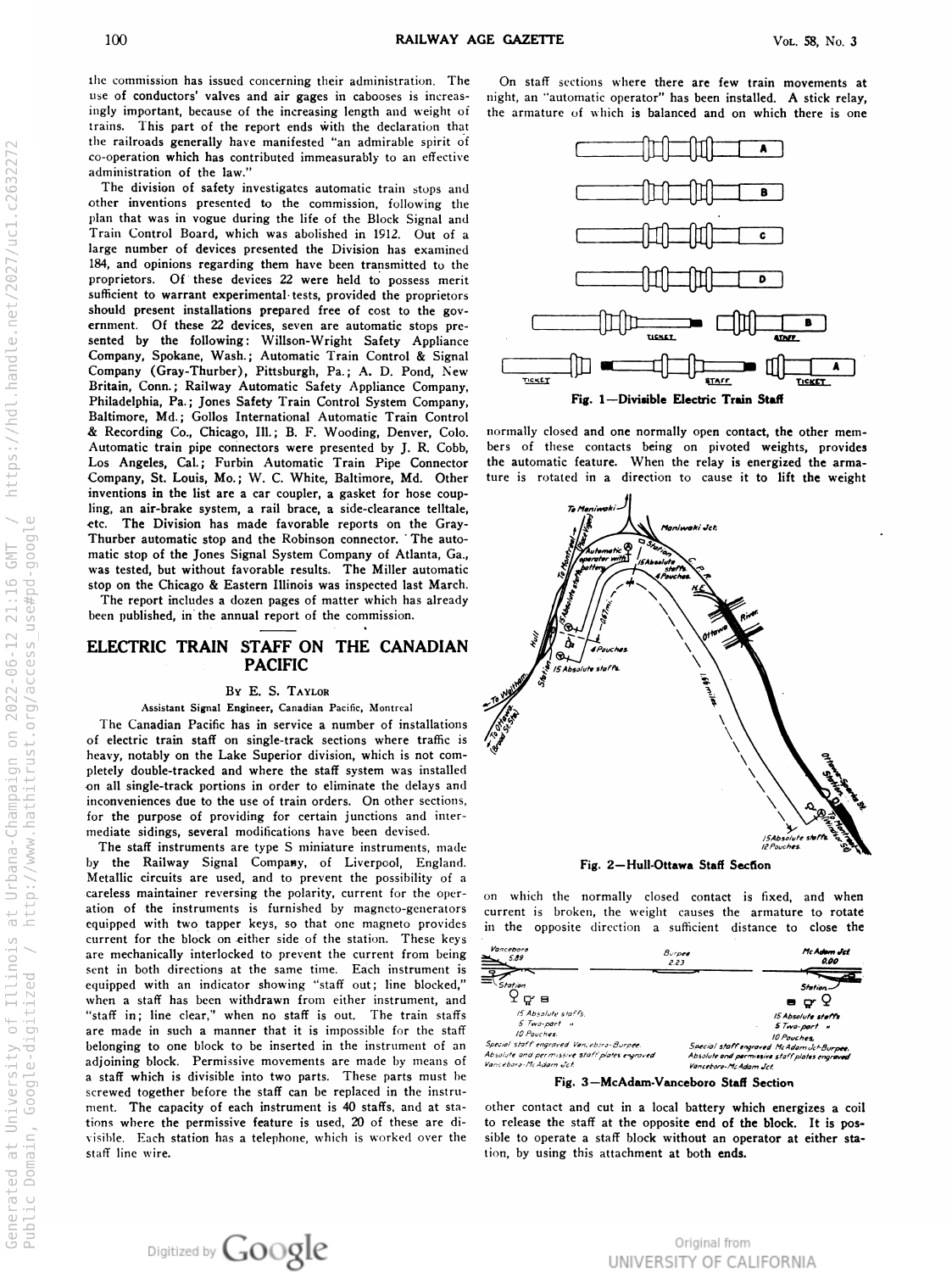the commission has issued concerning their administration. The use of conductors' valves and air gages in cabooses is increasingly important, because of the increasing length and weight of trains. This part of the report ends with the declaration that the railroads generally have manifested "an admirable spirit of co-operation which has contributed immeasurably to an effective administration of the law."

The division of safety investigates automatic train stops and other inventions presented to the commission, following the plan that was in vogue during the life of the Block Signal and Train Control Board, which was abolished in 1912. Out of a large number of devices presented the Division has examined 184, and opinions regarding them have been transmitted to the proprietors. Of these devices 22 were held to possess merit sufficient to warrant experimental tests, provided the proprietors should present installations prepared free of cost to the government. Of these 22 devices, seven are automatic stops presented by the following: Willson-Wright Safety Appliance Company, Spokane, Wash.; Automatic Train Control & Signal Company (Gray-Thurber), Pittsburgh, Pa.; A. D. Pond, New Britain, Conn.; Railway Automatic Safety Appliance Company, Philadelphia, Pa.; Jones Safety Train Control System Company, Baltimore, Md.; Gollos International Automatic Train Control & Recording Co., Chicago, Ill.; B. F. Wooding, Denver, Colo. Automatic train pipe connectors were presented by J. R. Cobb, Los Angeles, Cal.; Furbin Automatic Train Pipe Connector Company, St. Louis, Mo.; W. C. White, Baltimore, Md. Other inventions in the list are a car coupler, a gasket for hose coupling, an air-brake system, a rail brace, a side-clearance telltale, etc. The Division has made favorable reports on the Gray-Thurber automatic stop and the Robinson connector. The automatic stop of the Jones Signal System Company of Atlanta, Ga., was tested, but without favorable results. The Miller automatic stop on the Chicago & Eastern Illinois was inspected last March.

The report includes a dozen pages of matter which has already been published, in the annual report of the commission.

## ELECTRIC TRAIN STAFF ON THE CANADIAN PACIFIC

By E. S. Taylor

Assistant Signal Engineer, Canadian Pacific, Montreal

The Canadian Pacific has in service a number of installations of electric train staff on single-track sections where traffic is heavy, notably on the Lake Superior division, which is not completely double-tracked and where the staff system was installed on all single-track portions in order to eliminate the delays and inconveniences due to the use of train orders. On other sections, for the purpose of providing for certain junctions and intermediate sidings, several modifications have been devised.

The staff instruments are type S miniature instruments, made by the Railway Signal Company, of Liverpool, England. Metallic circuits are used, and to prevent the possibility of a careless maintainer reversing the polarity, current for the operation of the instruments is furnished by magneto-generators equipped with two tapper keys, so that one magneto provides current for the block on either side of the station. These keys are mechanically interlocked to prevent the current from being sent in both directions at the same time. Each instrument is equipped with an indicator showing "staff out; line blocked," when a staff has been withdrawn from either instrument, and "staff in; line clear," when no staff is out. The train staffs are made in such a manner that it is impossible for the staff belonging to one block to be inserted in the instrument of an adjoining block. Permissive movements are made by means of a staff which is divisible into two parts. These parts must be screwed together before the staff can be replaced in the instrument. The capacity of each instrument is 40 staffs, and at stations where the permissive feature is used, 20 of these are divisible. Each station has a telephone, which is worked over the staff line wire.

On staff sections where there are few train movements at night, an "automatic operator" has been installed. A stick relay, the armature of which is balanced and on which there is one normally closed and one normally open contact, the other members of these contacts being on pivoted weights, provides the automatic feature. When the relay is energized the armature is rotated in a direction to cause it to lift the weight on which the normally closed contact is fixed, and when current is broken, the weight causes the armature to rotate in the opposite direction a sufficient distance to close the other contact and cut in a local battery which energizes a coil to release the staff at the opposite end of the block. It is possible to operate a staff block without an operator at either station, by using this attachment at both ends.

Fig. 1—Divisible Electric Train Staff

Fig. 2—Hull-Ottawa Staff Section

Fig. 3—McAdam-Vanceboro Staff Section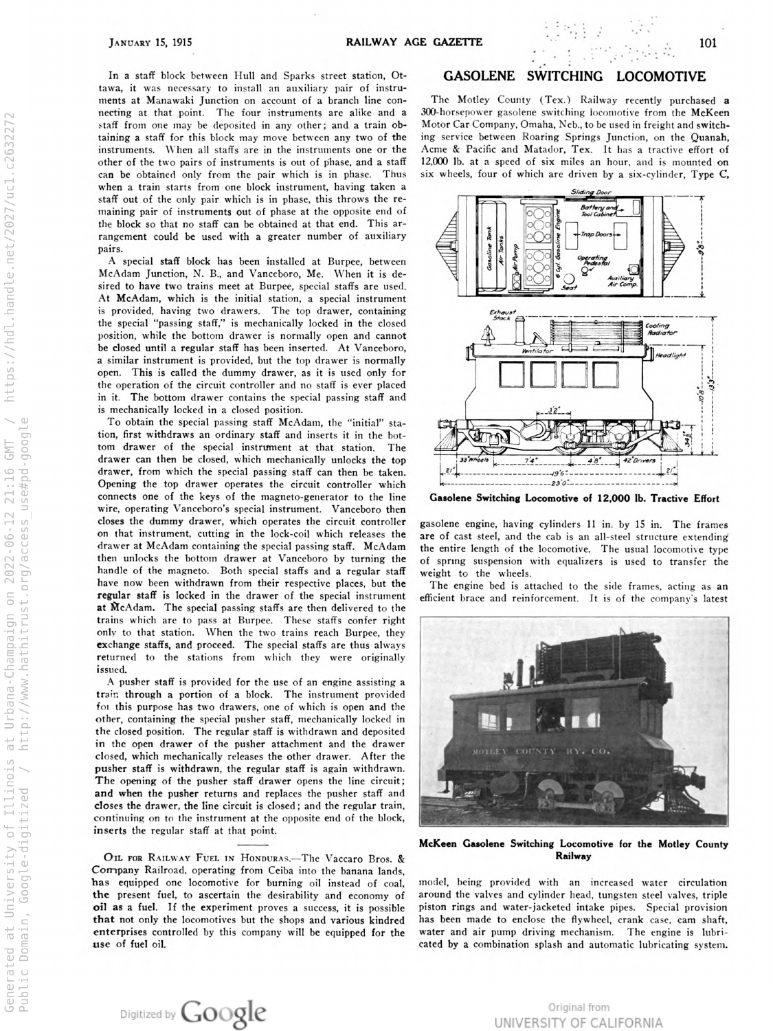In a staff block between Hull and Sparks street station, Ottawa, it was necessary to install an auxiliary pair of instruments at Manawaki Junction on account of a branch line connecting at that point. The four instruments are alike and a staff from one may be deposited in any other; and a train obtaining a staff for this block may move between any two of the instruments. When all staffs are in the instruments one or the other of the two pairs of instruments is out of phase, and a staff can be obtained only from the pair which is in phase. Thus when a train starts from one block instrument, having taken a staff out of the only pair which is in phase, this throws the remaining pair of instruments out of phase at the opposite end of the block so that no staff can be obtained at that end. This arrangement could be used with a greater number of auxiliary pairs.

A special staff block has been installed at Burpee, between McAdam Junction, N. B., and Vanceboro, Me. When it is desired to have two trains meet at Burpee, special staffs are used. At McAdam, which is the initial station, a special instrument is provided, having two drawers. The top drawer, containing the special "passing staff," is mechanically locked in the closed position, while the bottom drawer is normally open and cannot be closed until a regular staff has been inserted. At Vanceboro, a similar instrument is provided, but the top drawer is normally open. This is called the dummy drawer, as it is used only for the operation of the circuit controller and no staff is ever placed in it. The bottom drawer contains the special passing staff and is mechanically locked in a closed position.

To obtain the special passing staff McAdam, the "initial" station, first withdraws an ordinary staff and inserts it in the bottom drawer of the special instrument at that station. The drawer can then be closed, which mechanically unlocks the top drawer, from which the special passing staff can then be taken. Opening the top drawer operates the circuit controller which connects one of the keys of the magneto-generator to the line wire, operating Vanceboro's special instrument. Vanceboro then closes the dummy drawer, which operates the circuit controller on that instrument, cutting in the lock-coil which releases the drawer at McAdam containing the special passing staff. McAdam then unlocks the bottom drawer at Vanceboro by turning the handle of the magneto. Both special staffs and a regular staff have now been withdrawn from their respective places, but the regular staff is locked in the drawer of the special instrument at McAdam. The special passing staffs are then delivered to the trains which are to pass at Burpee. These staffs confer right only to that station. When the two trains reach Burpee, they exchange staffs, and proceed. The special staffs are thus always returned to the stations from which they were originally issued.

A pusher staff is provided for the use of an engine assisting a train through a portion of a block. The instrument provided for this purpose has two drawers, one of which is open and the other, containing the special pusher staff, mechanically locked in the closed position. The regular staff is withdrawn and deposited in the open drawer of the pusher attachment and the drawer closed, which mechanically releases the other drawer. After the pusher staff is withdrawn, the regular staff is again withdrawn. The opening of the pusher staff drawer opens the line circuit; and when the pusher returns and replaces the pusher staff and closes the drawer, the line circuit is closed; and the regular train, continuing on to the instrument at the opposite end of the block, inserts the regular staff at that point.

---

OIL FOR RAILWAY FUEL IN HONDURAS.—The Vaccaro Bros. & Company Railroad, operating from Ceiba into the banana lands, has equipped one locomotive for burning oil instead of coal, the present fuel, to ascertain the desirability and economy of oil as a fuel. If the experiment proves a success, it is possible that not only the locomotives but the shops and various kindred enterprises controlled by this company will be equipped for the use of fuel oil.

## GASOLENE SWITCHING LOCOMOTIVE

The Motley County (Tex.) Railway recently purchased a 300-horsepower gasolene switching locomotive from the McKeen Motor Car Company, Omaha, Neb., to be used in freight and switching service between Roaring Springs Junction, on the Quanah, Acme & Pacific and Matador, Tex. It has a tractive effort of 12,000 lb. at a speed of six miles an hour, and is mounted on six wheels, four of which are driven by a six-cylinder, Type C, gasolene engine, having cylinders 11 in. by 15 in. The frames are of cast steel, and the cab is an all-steel structure extending the entire length of the locomotive. The usual locomotive type of spring suspension with equalizers is used to transfer the weight to the wheels.

Sliding Door
Battery and Tool Cabinet
Gasoline Tank
Air Tanks
Air Pump
6 Cyl. Gasoline Engine
Trap Doors
Operating Pedestal
Seat
Auxiliary Air Comp.
9'8"
Exhaust Stack
Cooling Radiator
Ventilator
Headlight
10'8"
13'3"
3'2"
3'4½"
33" Wheels
7'4"
4'8"
42" Drivers
21"
21"
19'6"
23'0"

**Gasolene Switching Locomotive of 12,000 lb. Tractive Effort**

The engine bed is attached to the side frames, acting as an efficient brace and reinforcement. It is of the company's latest model, being provided with an increased water circulation around the valves and cylinder head, tungsten steel valves, triple piston rings and water-jacketed intake pipes. Special provision has been made to enclose the flywheel, crank case, cam shaft, water and air pump driving mechanism. The engine is lubricated by a combination splash and automatic lubricating system.

MOTLEY COUNTY RY. CO.

**McKeen Gasolene Switching Locomotive for the Motley County Railway**